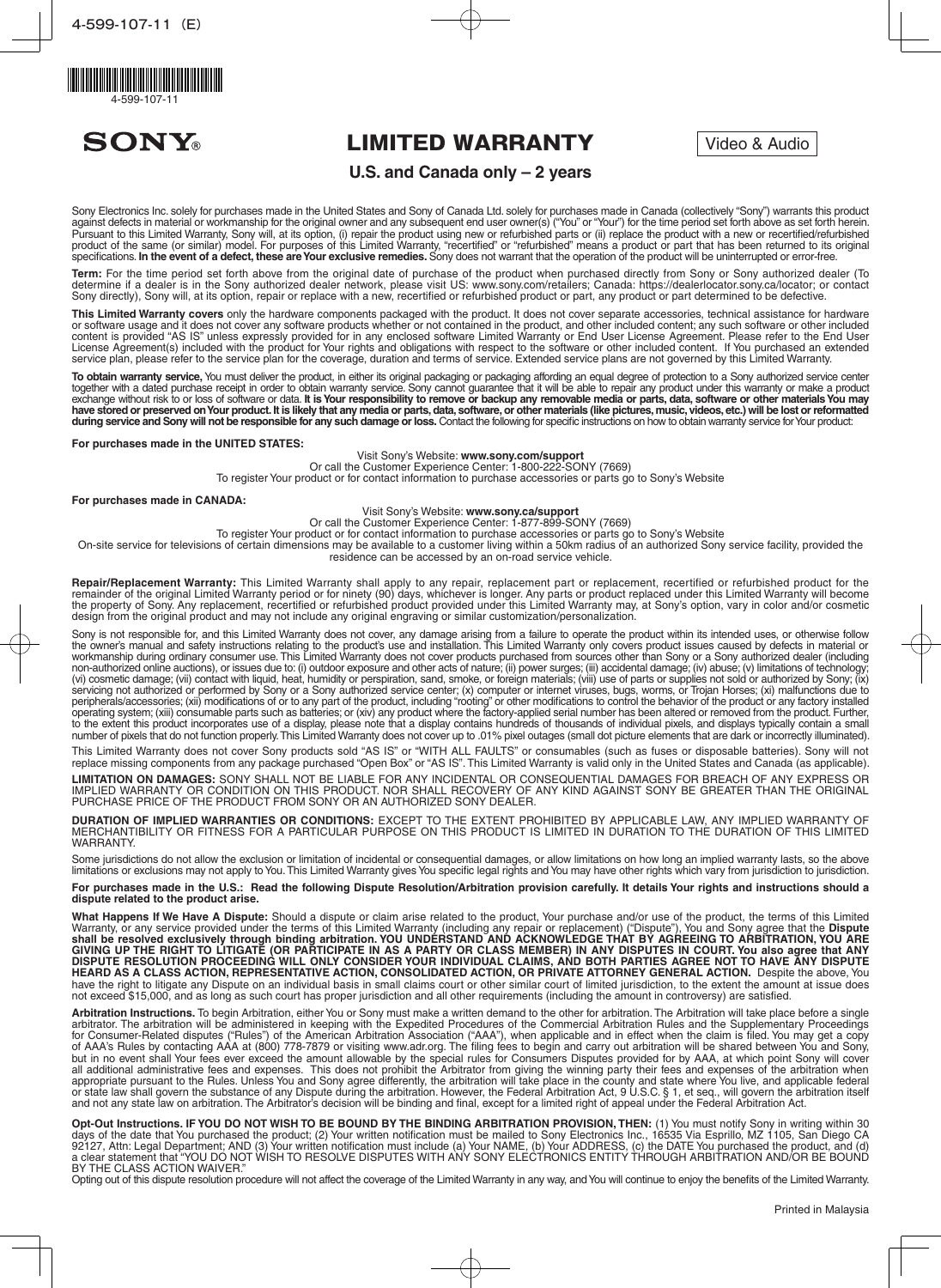SONY®

# LIMITED WARRANTY

Video & Audio

## U.S. and Canada only – 2 years

Sony Electronics Inc. solely for purchases made in the United States and Sony of Canada Ltd. solely for purchases made in Canada (collectively "Sony") warrants this product against defects in material or workmanship for the original owner and any subsequent end user owner(s) ("You" or "Your") for the time period set forth above as set forth herein. Pursuant to this Limited Warranty, Sony will, at its option, (i) repair the product using new or refurbished parts or (ii) replace the product with a new or recertified/refurbished product of the same (or similar) model. For purposes of this Limited Warranty, "recertified" or "refurbished" means a product or part that has been returned to its original specifications. **In the event of a defect, these are Your exclusive remedies.** Sony does not warrant that the operation of the product will be uninterrupted or error-free.

**Term:** For the time period set forth above from the original date of purchase of the product when purchased directly from Sony or Sony authorized dealer (To determine if a dealer is in the Sony authorized dealer network, please visit US: www.sony.com/retailers; Canada: https://dealerlocator.sony.ca/locator; or contact Sony directly), Sony will, at its option, repair or replace with a new, recertified or refurbished product or part, any product or part determined to be defective.

**This Limited Warranty covers** only the hardware components packaged with the product. It does not cover separate accessories, technical assistance for hardware or software usage and it does not cover any software products whether or not contained in the product, and other included content; any such software or other included content is provided "AS IS" unless expressly provided for in any enclosed software Limited Warranty or End User License Agreement. Please refer to the End User License Agreement(s) included with the product for Your rights and obligations with respect to the software or other included content. If You purchased an extended service plan, please refer to the service plan for the coverage, duration and terms of service. Extended service plans are not governed by this Limited Warranty.

**To obtain warranty service,** You must deliver the product, in either its original packaging or packaging affording an equal degree of protection to a Sony authorized service center together with a dated purchase receipt in order to obtain warranty service. Sony cannot guarantee that it will be able to repair any product under this warranty or make a product exchange without risk to or loss of software or data. **It is Your responsibility to remove or backup any removable media or parts, data, software or other materials You may have stored or preserved on Your product. It is likely that any media or parts, data, software, or other materials (like pictures, music, videos, etc.) will be lost or reformatted during service and Sony will not be responsible for any such damage or loss.** Contact the following for specific instructions on how to obtain warranty service for Your product:

**For purchases made in the UNITED STATES:**

Visit Sony's Website: **www.sony.com/support**
Or call the Customer Experience Center: 1-800-222-SONY (7669)
To register Your product or for contact information to purchase accessories or parts go to Sony's Website

**For purchases made in CANADA:**

Visit Sony's Website: **www.sony.ca/support**
Or call the Customer Experience Center: 1-877-899-SONY (7669)
To register Your product or for contact information to purchase accessories or parts go to Sony's Website
On-site service for televisions of certain dimensions may be available to a customer living within a 50km radius of an authorized Sony service facility, provided the residence can be accessed by an on-road service vehicle.

**Repair/Replacement Warranty:** This Limited Warranty shall apply to any repair, replacement part or replacement, recertified or refurbished product for the remainder of the original Limited Warranty period or for ninety (90) days, whichever is longer. Any parts or product replaced under this Limited Warranty will become the property of Sony. Any replacement, recertified or refurbished product provided under this Limited Warranty may, at Sony's option, vary in color and/or cosmetic design from the original product and may not include any original engraving or similar customization/personalization.

Sony is not responsible for, and this Limited Warranty does not cover, any damage arising from a failure to operate the product within its intended uses, or otherwise follow the owner's manual and safety instructions relating to the product's use and installation. This Limited Warranty only covers product issues caused by defects in material or workmanship during ordinary consumer use. This Limited Warranty does not cover products purchased from sources other than Sony or a Sony authorized dealer (including non-authorized online auctions), or issues due to: (i) outdoor exposure and other acts of nature; (ii) power surges; (iii) accidental damage; (iv) abuse; (v) limitations of technology; (vi) cosmetic damage; (vii) contact with liquid, heat, humidity or perspiration, sand, smoke, or foreign materials; (viii) use of parts or supplies not sold or authorized by Sony; (ix) servicing not authorized or performed by Sony or a Sony authorized service center; (x) computer or internet viruses, bugs, worms, or Trojan Horses; (xi) malfunctions due to peripherals/accessories; (xii) modifications of or to any part of the product, including "rooting" or other modifications to control the behavior of the product or any factory installed operating system; (xiii) consumable parts such as batteries; or (xiv) any product where the factory-applied serial number has been altered or removed from the product. Further, to the extent this product incorporates use of a display, please note that a display contains hundreds of thousands of individual pixels, and displays typically contain a small number of pixels that do not function properly. This Limited Warranty does not cover up to .01% pixel outages (small dot picture elements that are dark or incorrectly illuminated).

This Limited Warranty does not cover Sony products sold "AS IS" or "WITH ALL FAULTS" or consumables (such as fuses or disposable batteries). Sony will not replace missing components from any package purchased "Open Box" or "AS IS". This Limited Warranty is valid only in the United States and Canada (as applicable).

**LIMITATION ON DAMAGES:** SONY SHALL NOT BE LIABLE FOR ANY INCIDENTAL OR CONSEQUENTIAL DAMAGES FOR BREACH OF ANY EXPRESS OR IMPLIED WARRANTY OR CONDITION ON THIS PRODUCT. NOR SHALL RECOVERY OF ANY KIND AGAINST SONY BE GREATER THAN THE ORIGINAL PURCHASE PRICE OF THE PRODUCT FROM SONY OR AN AUTHORIZED SONY DEALER.

**DURATION OF IMPLIED WARRANTIES OR CONDITIONS:** EXCEPT TO THE EXTENT PROHIBITED BY APPLICABLE LAW, ANY IMPLIED WARRANTY OF MERCHANTIBILITY OR FITNESS FOR A PARTICULAR PURPOSE ON THIS PRODUCT IS LIMITED IN DURATION TO THE DURATION OF THIS LIMITED WARRANTY.

Some jurisdictions do not allow the exclusion or limitation of incidental or consequential damages, or allow limitations on how long an implied warranty lasts, so the above limitations or exclusions may not apply to You. This Limited Warranty gives You specific legal rights and You may have other rights which vary from jurisdiction to jurisdiction.

**For purchases made in the U.S.: Read the following Dispute Resolution/Arbitration provision carefully. It details Your rights and instructions should a dispute related to the product arise.**

**What Happens If We Have A Dispute:** Should a dispute or claim arise related to the product, Your purchase and/or use of the product, the terms of this Limited Warranty, or any service provided under the terms of this Limited Warranty (including any repair or replacement) ("Dispute"), You and Sony agree that the **Dispute shall be resolved exclusively through binding arbitration. YOU UNDERSTAND AND ACKNOWLEDGE THAT BY AGREEING TO ARBITRATION, YOU ARE GIVING UP THE RIGHT TO LITIGATE (OR PARTICIPATE IN AS A PARTY OR CLASS MEMBER) IN ANY DISPUTES IN COURT. You also agree that ANY DISPUTE RESOLUTION PROCEEDING WILL ONLY CONSIDER YOUR INDIVIDUAL CLAIMS, AND BOTH PARTIES AGREE NOT TO HAVE ANY DISPUTE HEARD AS A CLASS ACTION, REPRESENTATIVE ACTION, CONSOLIDATED ACTION, OR PRIVATE ATTORNEY GENERAL ACTION.** Despite the above, You have the right to litigate any Dispute on an individual basis in small claims court or other similar court of limited jurisdiction, to the extent the amount at issue does not exceed $15,000, and as long as such court has proper jurisdiction and all other requirements (including the amount in controversy) are satisfied.

**Arbitration Instructions.** To begin Arbitration, either You or Sony must make a written demand to the other for arbitration. The Arbitration will take place before a single arbitrator. The arbitration will be administered in keeping with the Expedited Procedures of the Commercial Arbitration Rules and the Supplementary Proceedings for Consumer-Related disputes ("Rules") of the American Arbitration Association ("AAA"), when applicable and in effect when the claim is filed. You may get a copy of AAA's Rules by contacting AAA at (800) 778-7879 or visiting www.adr.org. The filing fees to begin and carry out arbitration will be shared between You and Sony, but in no event shall Your fees ever exceed the amount allowable by the special rules for Consumers Disputes provided for by AAA, at which point Sony will cover all additional administrative fees and expenses. This does not prohibit the Arbitrator from giving the winning party their fees and expenses of the arbitration when appropriate pursuant to the Rules. Unless You and Sony agree differently, the arbitration will take place in the county and state where You live, and applicable federal or state law shall govern the substance of any Dispute during the arbitration. However, the Federal Arbitration Act, 9 U.S.C. § 1, et seq., will govern the arbitration itself and not any state law on arbitration. The Arbitrator's decision will be binding and final, except for a limited right of appeal under the Federal Arbitration Act.

**Opt-Out Instructions. IF YOU DO NOT WISH TO BE BOUND BY THE BINDING ARBITRATION PROVISION, THEN:** (1) You must notify Sony in writing within 30 days of the date that You purchased the product; (2) Your written notification must be mailed to Sony Electronics Inc., 16535 Via Esprillo, MZ 1105, San Diego CA 92127, Attn: Legal Department; AND (3) Your written notification must include (a) Your NAME, (b) Your ADDRESS, (c) the DATE You purchased the product, and (d) a clear statement that "YOU DO NOT WISH TO RESOLVE DISPUTES WITH ANY SONY ELECTRONICS ENTITY THROUGH ARBITRATION AND/OR BE BOUND BY THE CLASS ACTION WAIVER."

Opting out of this dispute resolution procedure will not affect the coverage of the Limited Warranty in any way, and You will continue to enjoy the benefits of the Limited Warranty.

Printed in Malaysia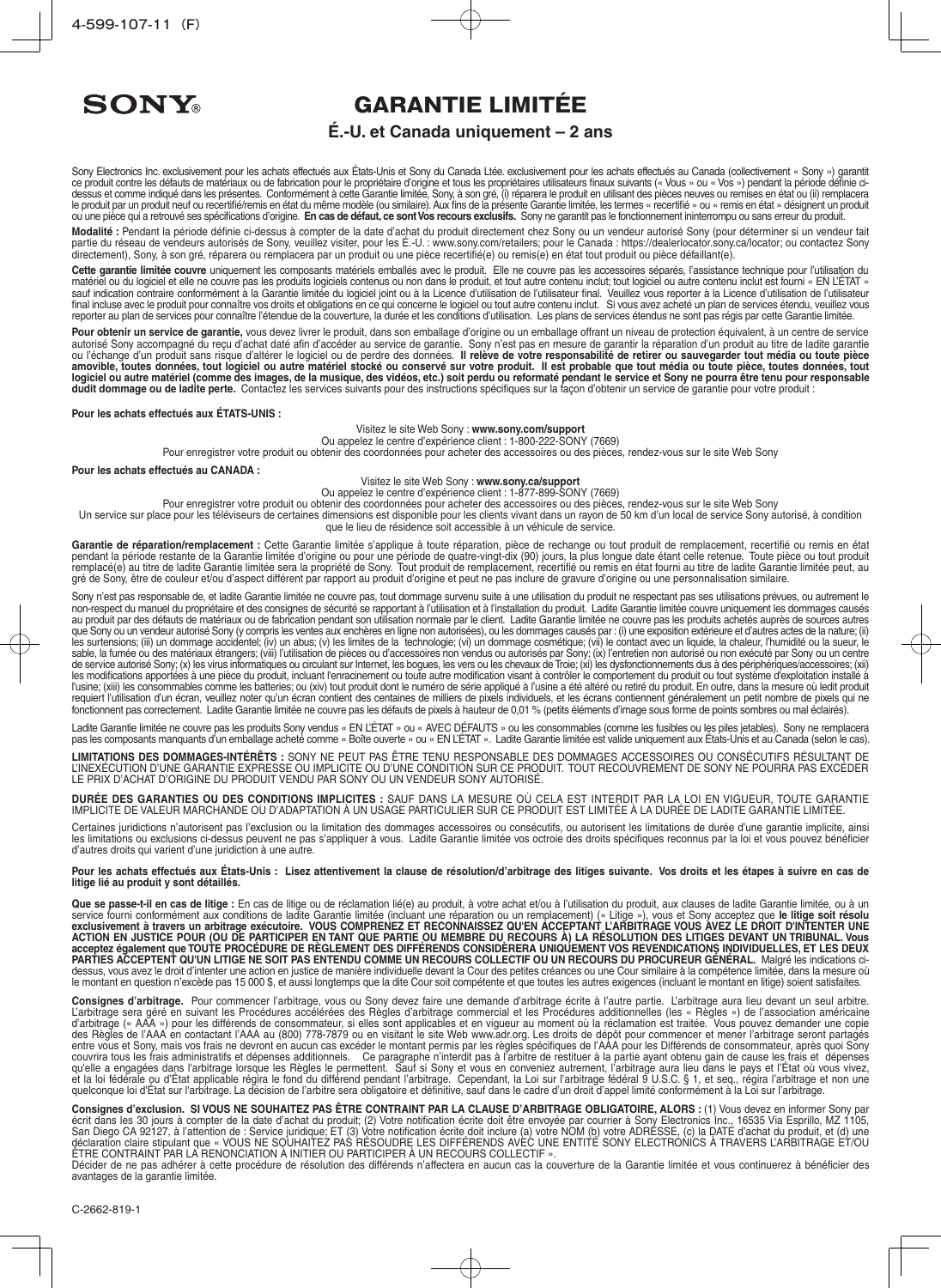SONY®

# GARANTIE LIMITÉE

## É.-U. et Canada uniquement – 2 ans

Sony Electronics Inc. exclusivement pour les achats effectués aux États-Unis et Sony du Canada Ltée. exclusivement pour les achats effectués au Canada (collectivement « Sony ») garantit ce produit contre les défauts de matériaux ou de fabrication pour le propriétaire d'origine et tous les propriétaires utilisateurs finaux suivants (« Vous » ou « Vos ») pendant la période définie ci-dessus et comme indiqué dans les présentes. Conformément à cette Garantie limitée, Sony, à son gré, (i) réparera le produit en utilisant des pièces neuves ou remises en état ou (ii) remplacera le produit par un produit neuf ou recertifié/remis en état du même modèle (ou similaire). Aux fins de la présente Garantie limitée, les termes « recertifié » ou « remis en état » désignent un produit ou une pièce qui a retrouvé ses spécifications d'origine. **En cas de défaut, ce sont Vos recours exclusifs.** Sony ne garantit pas le fonctionnement ininterrompu ou sans erreur du produit.

**Modalité :** Pendant la période définie ci-dessus à compter de la date d'achat du produit directement chez Sony ou un vendeur autorisé Sony (pour déterminer si un vendeur fait partie du réseau de vendeurs autorisés de Sony, veuillez visiter, pour les É.-U. : www.sony.com/retailers; pour le Canada : https://dealerlocator.sony.ca/locator; ou contactez Sony directement), Sony, à son gré, réparera ou remplacera par un produit ou une pièce recertifié(e) ou remis(e) en état tout produit ou pièce défaillant(e).

**Cette garantie limitée couvre** uniquement les composants matériels emballés avec le produit. Elle ne couvre pas les accessoires séparés, l'assistance technique pour l'utilisation du matériel ou du logiciel et elle ne couvre pas les produits logiciels contenus ou non dans le produit, et tout autre contenu inclut; tout logiciel ou autre contenu inclut est fourni « EN L'ÉTAT » sauf indication contraire conformément à la Garantie limitée du logiciel joint ou à la Licence d'utilisation de l'utilisateur final. Veuillez vous reporter à la Licence d'utilisation de l'utilisateur final incluse avec le produit pour connaître vos droits et obligations en ce qui concerne le logiciel ou tout autre contenu inclut. Si vous avez acheté un plan de services étendu, veuillez vous reporter au plan de services pour connaître l'étendue de la couverture, la durée et les conditions d'utilisation. Les plans de services étendus ne sont pas régis par cette Garantie limitée.

**Pour obtenir un service de garantie,** vous devez livrer le produit, dans son emballage d'origine ou un emballage offrant un niveau de protection équivalent, à un centre de service autorisé Sony accompagné du reçu d'achat daté afin d'accéder au service de garantie. Sony n'est pas en mesure de garantir la réparation d'un produit au titre de ladite garantie ou l'échange d'un produit sans risque d'altérer le logiciel ou de perdre des données. **Il relève de votre responsabilité de retirer ou sauvegarder tout média ou toute pièce amovible, toutes données, tout logiciel ou autre matériel stocké ou conservé sur votre produit. Il est probable que tout média ou toute pièce, toutes données, tout logiciel ou autre matériel (comme des images, de la musique, des vidéos, etc.) soit perdu ou reformaté pendant le service et Sony ne pourra être tenu pour responsable dudit dommage ou de ladite perte.** Contactez les services suivants pour des instructions spécifiques sur la façon d'obtenir un service de garantie pour votre produit :

**Pour les achats effectués aux ÉTATS-UNIS :**

Visitez le site Web Sony : **www.sony.com/support**
Ou appelez le centre d'expérience client : 1-800-222-SONY (7669)
Pour enregistrer votre produit ou obtenir des coordonnées pour acheter des accessoires ou des pièces, rendez-vous sur le site Web Sony

**Pour les achats effectués au CANADA :**

Visitez le site Web Sony : **www.sony.ca/support**
Ou appelez le centre d'expérience client : 1-877-899-SONY (7669)
Pour enregistrer votre produit ou obtenir des coordonnées pour acheter des accessoires ou des pièces, rendez-vous sur le site Web Sony
Un service sur place pour les téléviseurs de certaines dimensions est disponible pour les clients vivant dans un rayon de 50 km d'un local de service Sony autorisé, à condition que le lieu de résidence soit accessible à un véhicule de service.

**Garantie de réparation/remplacement :** Cette Garantie limitée s'applique à toute réparation, pièce de rechange ou tout produit de remplacement, recertifié ou remis en état pendant la période restante de la Garantie limitée d'origine ou pour une période de quatre-vingt-dix (90) jours, la plus longue date étant celle retenue. Toute pièce ou tout produit remplacé(e) au titre de ladite Garantie limitée sera la propriété de Sony. Tout produit de remplacement, recertifié ou remis en état fourni au titre de ladite Garantie limitée peut, au gré de Sony, être de couleur et/ou d'aspect différent par rapport au produit d'origine et peut ne pas inclure de gravure d'origine ou une personnalisation similaire.

Sony n'est pas responsable de, et ladite Garantie limitée ne couvre pas, tout dommage survenu suite à une utilisation du produit ne respectant pas ses utilisations prévues, ou autrement le non-respect du manuel du propriétaire et des consignes de sécurité se rapportant à l'utilisation et à l'installation du produit. Ladite Garantie limitée couvre uniquement les dommages causés au produit par des défauts de matériaux ou de fabrication pendant son utilisation normale par le client. Ladite Garantie limitée ne couvre pas les produits achetés auprès de sources autres que Sony ou un vendeur autorisé Sony (y compris les ventes aux enchères en ligne non autorisées), ou les dommages causés par : (i) une exposition extérieure et d'autres actes de la nature; (ii) les surtensions; (iii) un dommage accidentel; (iv) un abus; (v) les limites de la technologie; (vi) un dommage cosmétique; (vii) le contact avec un liquide, la chaleur, l'humidité ou la sueur, le sable, la fumée ou des matériaux étrangers; (viii) l'utilisation de pièces ou d'accessoires non vendus ou autorisés par Sony; (ix) l'entretien non autorisé ou non exécuté par Sony ou un centre de service autorisé Sony; (x) les virus informatiques ou circulant sur Internet, les bogues, les vers ou les chevaux de Troie; (xi) les dysfonctionnements dus à des périphériques/accessoires; (xii) les modifications apportées à une pièce du produit, incluant l'enracinement ou toute autre modification visant à contrôler le comportement du produit ou tout système d'exploitation installé à l'usine; (xiii) les consommables comme les batteries; ou (xiv) tout produit dont le numéro de série appliqué à l'usine a été altéré ou retiré du produit. En outre, dans la mesure où ledit produit requiert l'utilisation d'un écran, veuillez noter qu'un écran contient des centaines de milliers de pixels individuels, et les écrans contiennent généralement un petit nombre de pixels qui ne fonctionnent pas correctement. Ladite Garantie limitée ne couvre pas les défauts de pixels à hauteur de 0,01 % (petits éléments d'image sous forme de points sombres ou mal éclairés).

Ladite Garantie limitée ne couvre pas les produits Sony vendus « EN L'ÉTAT » ou « AVEC DÉFAUTS » ou les consommables (comme les fusibles ou les piles jetables). Sony ne remplacera pas les composants manquants d'un emballage acheté comme « Boîte ouverte » ou « EN L'ÉTAT ». Ladite Garantie limitée est valide uniquement aux États-Unis et au Canada (selon le cas).

**LIMITATIONS DES DOMMAGES-INTÉRÊTS :** SONY NE PEUT PAS ÊTRE TENU RESPONSABLE DES DOMMAGES ACCESSOIRES OU CONSÉCUTIFS RÉSULTANT DE L'INEXÉCUTION D'UNE GARANTIE EXPRESSE OU IMPLICITE OU D'UNE CONDITION SUR CE PRODUIT. TOUT RECOUVREMENT DE SONY NE POURRA PAS EXCÉDER LE PRIX D'ACHAT D'ORIGINE DU PRODUIT VENDU PAR SONY OU UN VENDEUR SONY AUTORISÉ.

**DURÉE DES GARANTIES OU DES CONDITIONS IMPLICITES :** SAUF DANS LA MESURE OÙ CELA EST INTERDIT PAR LA LOI EN VIGUEUR, TOUTE GARANTIE IMPLICITE DE VALEUR MARCHANDE OU D'ADAPTATION À UN USAGE PARTICULIER SUR CE PRODUIT EST LIMITÉE À LA DURÉE DE LADITE GARANTIE LIMITÉE.

Certaines juridictions n'autorisent pas l'exclusion ou la limitation des dommages accessoires ou consécutifs, ou autorisent les limitations de durée d'une garantie implicite, ainsi les limitations ou exclusions ci-dessus peuvent ne pas s'appliquer à vous. Ladite Garantie limitée vous octroie des droits spécifiques reconnus par la loi et vous pouvez bénéficier d'autres droits qui varient d'une juridiction à une autre.

**Pour les achats effectués aux États-Unis : Lisez attentivement la clause de résolution/d'arbitrage des litiges suivante. Vos droits et les étapes à suivre en cas de litige lié au produit y sont détaillés.**

**Que se passe-t-il en cas de litige :** En cas de litige ou de réclamation lié(e) au produit, à votre achat et/ou à l'utilisation du produit, aux clauses de ladite Garantie limitée, ou à un service fourni conformément aux conditions de ladite Garantie limitée (incluant une réparation ou un remplacement) (« Litige »), vous et Sony acceptez que **le litige soit résolu exclusivement à travers un arbitrage exécutoire. VOUS COMPRENEZ ET RECONNAISSEZ QU'EN ACCEPTANT L'ARBITRAGE VOUS AVEZ LE DROIT D'INTENTER UNE ACTION EN JUSTICE POUR (OU DE PARTICIPER EN TANT QUE PARTIE OU MEMBRE DU RECOURS À) LA RÉSOLUTION DES LITIGES DEVANT UN TRIBUNAL. Vous acceptez également que TOUTE PROCÉDURE DE RÈGLEMENT DES DIFFÉRENDS CONSIDÉRERA UNIQUEMENT VOS REVENDICATIONS INDIVIDUELLES, ET LES DEUX PARTIES ACCEPTENT QU'UN LITIGE NE SOIT PAS ENTENDU COMME UN RECOURS COLLECTIF OU UN RECOURS DU PROCUREUR GÉNÉRAL.** Malgré les indications ci-dessus, vous avez le droit d'intenter une action en justice de manière individuelle devant la Cour des petites créances ou une Cour similaire à la compétence limitée, dans la mesure où le montant en question n'excède pas 15 000 $, et aussi longtemps que la dite Cour soit compétente et que toutes les autres exigences (incluant le montant en litige) soient satisfaites.

**Consignes d'arbitrage.** Pour commencer l'arbitrage, vous ou Sony devez faire une demande d'arbitrage écrite à l'autre partie. L'arbitrage aura lieu devant un seul arbitre. L'arbitrage sera géré en suivant les Procédures accélérées des Règles d'arbitrage commercial et les Procédures additionnelles (les « Règles ») de l'association américaine d'arbitrage (« AAA ») pour les différends de consommateur, si elles sont applicables et en vigueur au moment où la réclamation est traitée. Vous pouvez demander une copie des Règles de l'AAA en contactant l'AAA au (800) 778-7879 ou en visitant le site Web www.adr.org. Les droits de dépôt pour commencer et mener l'arbitrage seront partagés entre vous et Sony, mais vos frais ne devront en aucun cas excéder le montant permis par les règles spécifiques de l'AAA pour les Différends de consommateur, après quoi Sony couvrira tous les frais administratifs et dépenses additionnels. Ce paragraphe n'interdit pas à l'arbitre de restituer à la partie ayant obtenu gain de cause les frais et dépenses qu'elle a engagées dans l'arbitrage lorsque les Règles le permettent. Sauf si Sony et vous en conveniez autrement, l'arbitrage aura lieu dans le pays et l'État où vous vivez, et la loi fédérale ou d'État applicable régira le fond du différend pendant l'arbitrage. Cependant, la Loi sur l'arbitrage fédéral 9 U.S.C. § 1, et seq., régira l'arbitrage et non une quelconque loi d'État sur l'arbitrage. La décision de l'arbitre sera obligatoire et définitive, sauf dans le cadre d'un droit d'appel limité conformément à la Loi sur l'arbitrage.

**Consignes d'exclusion. SI VOUS NE SOUHAITEZ PAS ÊTRE CONTRAINT PAR LA CLAUSE D'ARBITRAGE OBLIGATOIRE, ALORS :** (1) Vous devez en informer Sony par écrit dans les 30 jours à compter de la date d'achat du produit; (2) Votre notification écrite doit être envoyée par courrier à Sony Electronics Inc., 16535 Via Esprillo, MZ 1105, San Diego CA 92127, à l'attention de : Service juridique; ET (3) Votre notification écrite doit inclure (a) votre NOM (b) votre ADRESSE, (c) la DATE d'achat du produit, et (d) une déclaration claire stipulant que « VOUS NE SOUHAITEZ PAS RÉSOUDRE LES DIFFÉRENDS AVEC UNE ENTITÉ SONY ELECTRONICS À TRAVERS L'ARBITRAGE ET/OU ÊTRE CONTRAINT PAR LA RENONCIATION À INITIER OU PARTICIPER À UN RECOURS COLLECTIF ».

Décider de ne pas adhérer à cette procédure de résolution des différends n'affectera en aucun cas la couverture de la Garantie limitée et vous continuerez à bénéficier des avantages de la garantie limitée.

C-2662-819-1